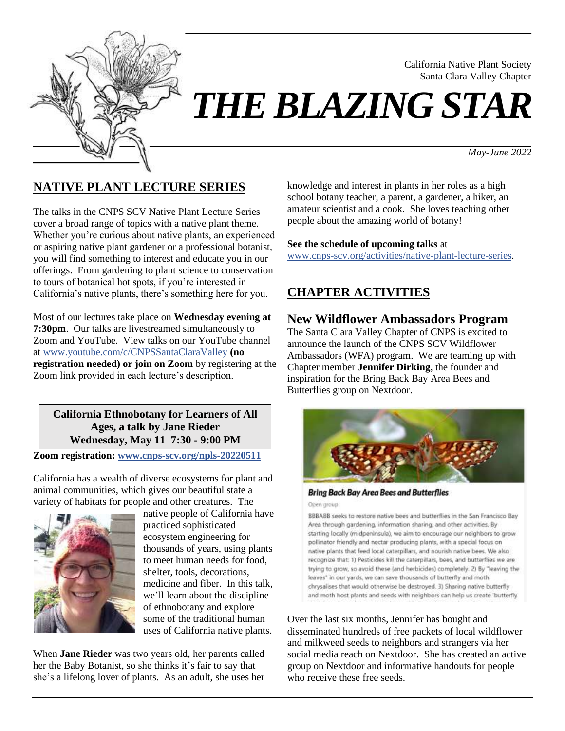California Native Plant Society
Santa Clara Valley Chapter

# *THE BLAZING STAR*

*May-June 2022*

## NATIVE PLANT LECTURE SERIES

The talks in the CNPS SCV Native Plant Lecture Series cover a broad range of topics with a native plant theme. Whether you're curious about native plants, an experienced or aspiring native plant gardener or a professional botanist, you will find something to interest and educate you in our offerings. From gardening to plant science to conservation to tours of botanical hot spots, if you're interested in California's native plants, there's something here for you.

Most of our lectures take place on **Wednesday evening at 7:30pm**. Our talks are livestreamed simultaneously to Zoom and YouTube. View talks on our YouTube channel at www.youtube.com/c/CNPSSantaClaraValley **(no registration needed) or join on Zoom** by registering at the Zoom link provided in each lecture's description.

**California Ethnobotany for Learners of All Ages, a talk by Jane Rieder**
**Wednesday, May 11 7:30 - 9:00 PM**

**Zoom registration: www.cnps-scv.org/npls-20220511**

California has a wealth of diverse ecosystems for plant and animal communities, which gives our beautiful state a variety of habitats for people and other creatures. The native people of California have practiced sophisticated ecosystem engineering for thousands of years, using plants to meet human needs for food, shelter, tools, decorations, medicine and fiber. In this talk, we'll learn about the discipline of ethnobotany and explore some of the traditional human uses of California native plants.

When **Jane Rieder** was two years old, her parents called her the Baby Botanist, so she thinks it's fair to say that she's a lifelong lover of plants. As an adult, she uses her knowledge and interest in plants in her roles as a high school botany teacher, a parent, a gardener, a hiker, an amateur scientist and a cook. She loves teaching other people about the amazing world of botany!

**See the schedule of upcoming talks** at www.cnps-scv.org/activities/native-plant-lecture-series.

## CHAPTER ACTIVITIES

### New Wildflower Ambassadors Program

The Santa Clara Valley Chapter of CNPS is excited to announce the launch of the CNPS SCV Wildflower Ambassadors (WFA) program. We are teaming up with Chapter member **Jennifer Dirking**, the founder and inspiration for the Bring Back Bay Area Bees and Butterflies group on Nextdoor.

**Bring Back Bay Area Bees and Butterflies**

Open group

BBBABB seeks to restore native bees and butterflies in the San Francisco Bay Area through gardening, information sharing, and other activities. By starting locally (midpeninsula), we aim to encourage our neighbors to grow pollinator friendly and nectar producing plants, with a special focus on native plants that feed local caterpillars, and nourish native bees. We also recognize that: 1) Pesticides kill the caterpillars, bees, and butterflies we are trying to grow, so avoid these (and herbicides) completely. 2) By "leaving the leaves" in our yards, we can save thousands of butterfly and moth chrysalises that would otherwise be destroyed. 3) Sharing native butterfly and moth host plants and seeds with neighbors can help us create 'butterfly

Over the last six months, Jennifer has bought and disseminated hundreds of free packets of local wildflower and milkweed seeds to neighbors and strangers via her social media reach on Nextdoor. She has created an active group on Nextdoor and informative handouts for people who receive these free seeds.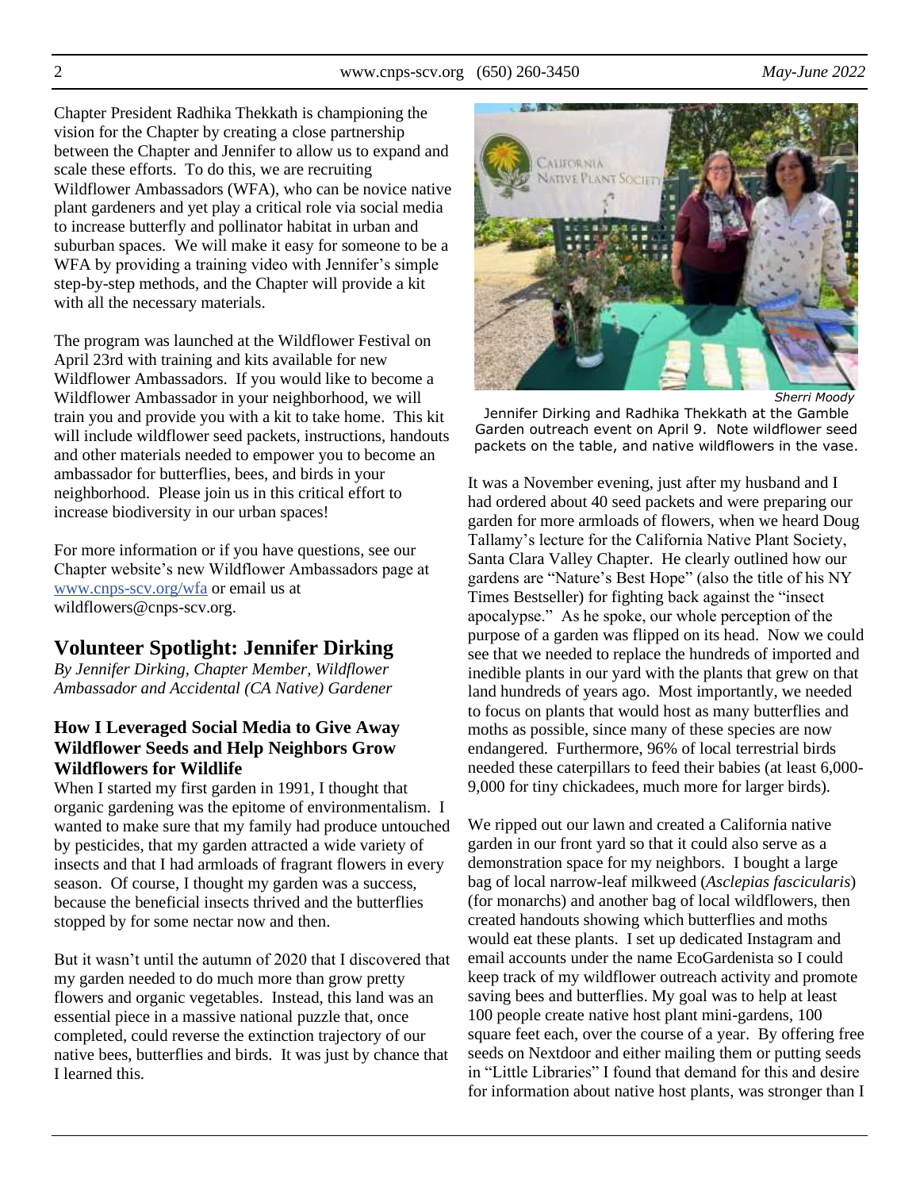Chapter President Radhika Thekkath is championing the vision for the Chapter by creating a close partnership between the Chapter and Jennifer to allow us to expand and scale these efforts. To do this, we are recruiting Wildflower Ambassadors (WFA), who can be novice native plant gardeners and yet play a critical role via social media to increase butterfly and pollinator habitat in urban and suburban spaces. We will make it easy for someone to be a WFA by providing a training video with Jennifer's simple step-by-step methods, and the Chapter will provide a kit with all the necessary materials.

The program was launched at the Wildflower Festival on April 23rd with training and kits available for new Wildflower Ambassadors. If you would like to become a Wildflower Ambassador in your neighborhood, we will train you and provide you with a kit to take home. This kit will include wildflower seed packets, instructions, handouts and other materials needed to empower you to become an ambassador for butterflies, bees, and birds in your neighborhood. Please join us in this critical effort to increase biodiversity in our urban spaces!

For more information or if you have questions, see our Chapter website's new Wildflower Ambassadors page at www.cnps-scv.org/wfa or email us at wildflowers@cnps-scv.org.

## Volunteer Spotlight: Jennifer Dirking

*By Jennifer Dirking, Chapter Member, Wildflower Ambassador and Accidental (CA Native) Gardener*

### How I Leveraged Social Media to Give Away Wildflower Seeds and Help Neighbors Grow Wildflowers for Wildlife

When I started my first garden in 1991, I thought that organic gardening was the epitome of environmentalism. I wanted to make sure that my family had produce untouched by pesticides, that my garden attracted a wide variety of insects and that I had armloads of fragrant flowers in every season. Of course, I thought my garden was a success, because the beneficial insects thrived and the butterflies stopped by for some nectar now and then.

But it wasn't until the autumn of 2020 that I discovered that my garden needed to do much more than grow pretty flowers and organic vegetables. Instead, this land was an essential piece in a massive national puzzle that, once completed, could reverse the extinction trajectory of our native bees, butterflies and birds. It was just by chance that I learned this.

*Sherri Moody*

Jennifer Dirking and Radhika Thekkath at the Gamble Garden outreach event on April 9. Note wildflower seed packets on the table, and native wildflowers in the vase.

It was a November evening, just after my husband and I had ordered about 40 seed packets and were preparing our garden for more armloads of flowers, when we heard Doug Tallamy's lecture for the California Native Plant Society, Santa Clara Valley Chapter. He clearly outlined how our gardens are "Nature's Best Hope" (also the title of his NY Times Bestseller) for fighting back against the "insect apocalypse." As he spoke, our whole perception of the purpose of a garden was flipped on its head. Now we could see that we needed to replace the hundreds of imported and inedible plants in our yard with the plants that grew on that land hundreds of years ago. Most importantly, we needed to focus on plants that would host as many butterflies and moths as possible, since many of these species are now endangered. Furthermore, 96% of local terrestrial birds needed these caterpillars to feed their babies (at least 6,000-9,000 for tiny chickadees, much more for larger birds).

We ripped out our lawn and created a California native garden in our front yard so that it could also serve as a demonstration space for my neighbors. I bought a large bag of local narrow-leaf milkweed (*Asclepias fascicularis*) (for monarchs) and another bag of local wildflowers, then created handouts showing which butterflies and moths would eat these plants. I set up dedicated Instagram and email accounts under the name EcoGardenista so I could keep track of my wildflower outreach activity and promote saving bees and butterflies. My goal was to help at least 100 people create native host plant mini-gardens, 100 square feet each, over the course of a year. By offering free seeds on Nextdoor and either mailing them or putting seeds in "Little Libraries" I found that demand for this and desire for information about native host plants, was stronger than I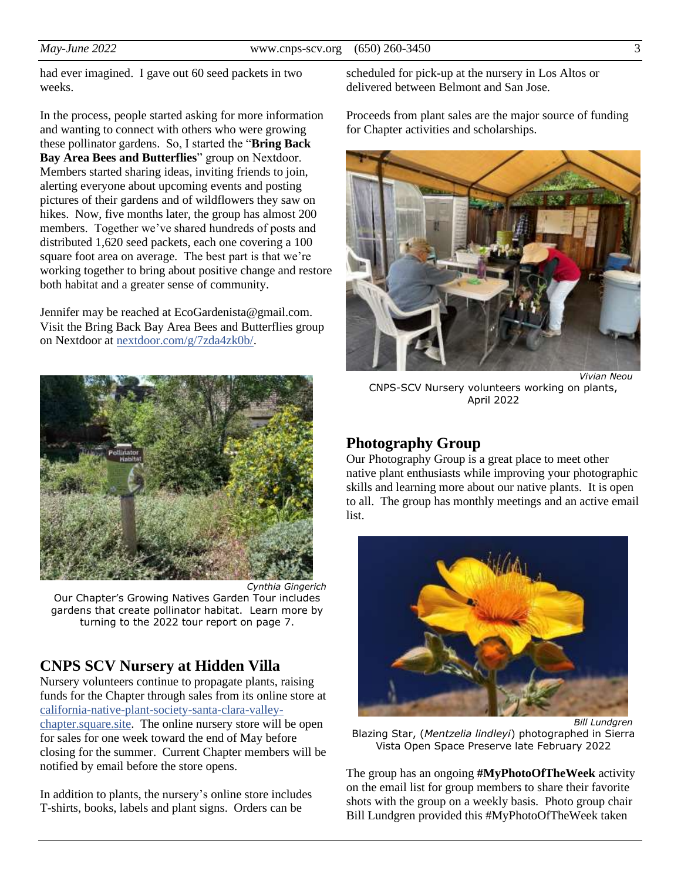had ever imagined. I gave out 60 seed packets in two weeks.

In the process, people started asking for more information and wanting to connect with others who were growing these pollinator gardens. So, I started the "**Bring Back Bay Area Bees and Butterflies**" group on Nextdoor. Members started sharing ideas, inviting friends to join, alerting everyone about upcoming events and posting pictures of their gardens and of wildflowers they saw on hikes. Now, five months later, the group has almost 200 members. Together we've shared hundreds of posts and distributed 1,620 seed packets, each one covering a 100 square foot area on average. The best part is that we're working together to bring about positive change and restore both habitat and a greater sense of community.

Jennifer may be reached at EcoGardenista@gmail.com. Visit the Bring Back Bay Area Bees and Butterflies group on Nextdoor at [nextdoor.com/g/7zda4zk0b/](nextdoor.com/g/7zda4zk0b/).

*Cynthia Gingerich*

Our Chapter's Growing Natives Garden Tour includes gardens that create pollinator habitat. Learn more by turning to the 2022 tour report on page 7.

## CNPS SCV Nursery at Hidden Villa

Nursery volunteers continue to propagate plants, raising funds for the Chapter through sales from its online store at [california-native-plant-society-santa-clara-valley-chapter.square.site](california-native-plant-society-santa-clara-valley-chapter.square.site). The online nursery store will be open for sales for one week toward the end of May before closing for the summer. Current Chapter members will be notified by email before the store opens.

In addition to plants, the nursery's online store includes T-shirts, books, labels and plant signs. Orders can be scheduled for pick-up at the nursery in Los Altos or delivered between Belmont and San Jose.

Proceeds from plant sales are the major source of funding for Chapter activities and scholarships.

*Vivian Neou*

CNPS-SCV Nursery volunteers working on plants, April 2022

## Photography Group

Our Photography Group is a great place to meet other native plant enthusiasts while improving your photographic skills and learning more about our native plants. It is open to all. The group has monthly meetings and an active email list.

*Bill Lundgren*

Blazing Star, (*Mentzelia lindleyi*) photographed in Sierra Vista Open Space Preserve late February 2022

The group has an ongoing **#MyPhotoOfTheWeek** activity on the email list for group members to share their favorite shots with the group on a weekly basis. Photo group chair Bill Lundgren provided this #MyPhotoOfTheWeek taken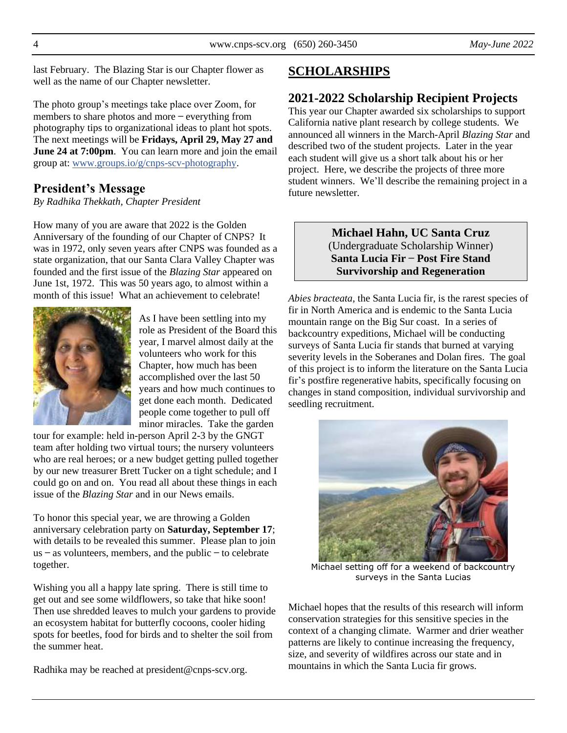last February. The Blazing Star is our Chapter flower as well as the name of our Chapter newsletter.

The photo group's meetings take place over Zoom, for members to share photos and more – everything from photography tips to organizational ideas to plant hot spots. The next meetings will be **Fridays, April 29, May 27 and June 24 at 7:00pm**. You can learn more and join the email group at: www.groups.io/g/cnps-scv-photography.

## President's Message

*By Radhika Thekkath, Chapter President*

How many of you are aware that 2022 is the Golden Anniversary of the founding of our Chapter of CNPS? It was in 1972, only seven years after CNPS was founded as a state organization, that our Santa Clara Valley Chapter was founded and the first issue of the *Blazing Star* appeared on June 1st, 1972. This was 50 years ago, to almost within a month of this issue! What an achievement to celebrate!

As I have been settling into my role as President of the Board this year, I marvel almost daily at the volunteers who work for this Chapter, how much has been accomplished over the last 50 years and how much continues to get done each month. Dedicated people come together to pull off minor miracles. Take the garden tour for example: held in-person April 2-3 by the GNGT team after holding two virtual tours; the nursery volunteers who are real heroes; or a new budget getting pulled together by our new treasurer Brett Tucker on a tight schedule; and I could go on and on. You read all about these things in each issue of the *Blazing Star* and in our News emails.

To honor this special year, we are throwing a Golden anniversary celebration party on **Saturday, September 17**; with details to be revealed this summer. Please plan to join us – as volunteers, members, and the public – to celebrate together.

Wishing you all a happy late spring. There is still time to get out and see some wildflowers, so take that hike soon! Then use shredded leaves to mulch your gardens to provide an ecosystem habitat for butterfly cocoons, cooler hiding spots for beetles, food for birds and to shelter the soil from the summer heat.

Radhika may be reached at president@cnps-scv.org.

# SCHOLARSHIPS

## 2021-2022 Scholarship Recipient Projects

This year our Chapter awarded six scholarships to support California native plant research by college students. We announced all winners in the March-April *Blazing Star* and described two of the student projects. Later in the year each student will give us a short talk about his or her project. Here, we describe the projects of three more student winners. We'll describe the remaining project in a future newsletter.

**Michael Hahn, UC Santa Cruz**
(Undergraduate Scholarship Winner)
**Santa Lucia Fir – Post Fire Stand Survivorship and Regeneration**

*Abies bracteata*, the Santa Lucia fir, is the rarest species of fir in North America and is endemic to the Santa Lucia mountain range on the Big Sur coast. In a series of backcountry expeditions, Michael will be conducting surveys of Santa Lucia fir stands that burned at varying severity levels in the Soberanes and Dolan fires. The goal of this project is to inform the literature on the Santa Lucia fir's postfire regenerative habits, specifically focusing on changes in stand composition, individual survivorship and seedling recruitment.

Michael setting off for a weekend of backcountry surveys in the Santa Lucias

Michael hopes that the results of this research will inform conservation strategies for this sensitive species in the context of a changing climate. Warmer and drier weather patterns are likely to continue increasing the frequency, size, and severity of wildfires across our state and in mountains in which the Santa Lucia fir grows.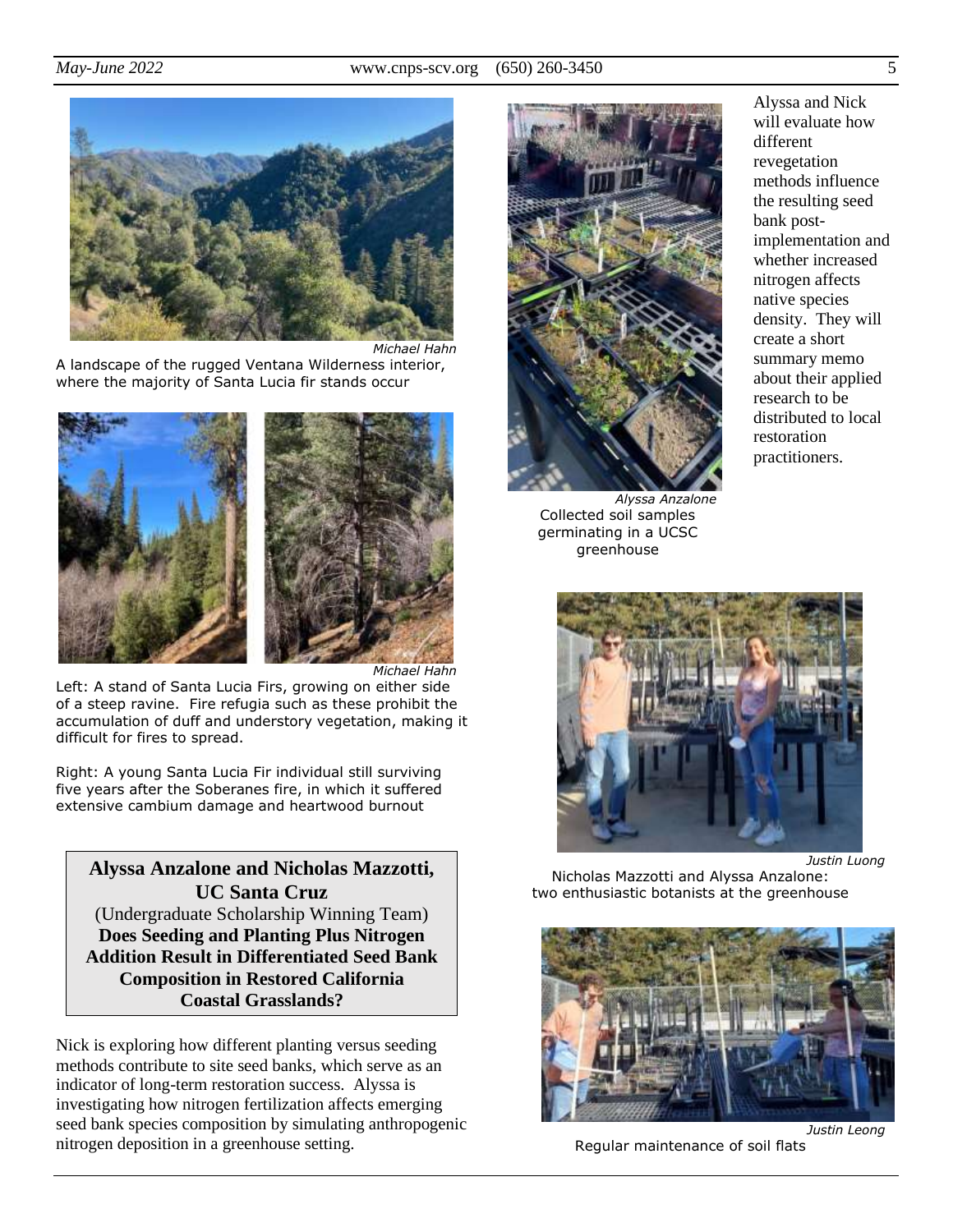*Michael Hahn*

A landscape of the rugged Ventana Wilderness interior, where the majority of Santa Lucia fir stands occur

*Michael Hahn*

Left: A stand of Santa Lucia Firs, growing on either side of a steep ravine. Fire refugia such as these prohibit the accumulation of duff and understory vegetation, making it difficult for fires to spread.

Right: A young Santa Lucia Fir individual still surviving five years after the Soberanes fire, in which it suffered extensive cambium damage and heartwood burnout

## Alyssa Anzalone and Nicholas Mazzotti, UC Santa Cruz

(Undergraduate Scholarship Winning Team)

**Does Seeding and Planting Plus Nitrogen Addition Result in Differentiated Seed Bank Composition in Restored California Coastal Grasslands?**

Nick is exploring how different planting versus seeding methods contribute to site seed banks, which serve as an indicator of long-term restoration success. Alyssa is investigating how nitrogen fertilization affects emerging seed bank species composition by simulating anthropogenic nitrogen deposition in a greenhouse setting.

*Alyssa Anzalone*

Collected soil samples germinating in a UCSC greenhouse

Alyssa and Nick will evaluate how different revegetation methods influence the resulting seed bank post-implementation and whether increased nitrogen affects native species density. They will create a short summary memo about their applied research to be distributed to local restoration practitioners.

*Justin Luong*

Nicholas Mazzotti and Alyssa Anzalone: two enthusiastic botanists at the greenhouse

*Justin Leong*

Regular maintenance of soil flats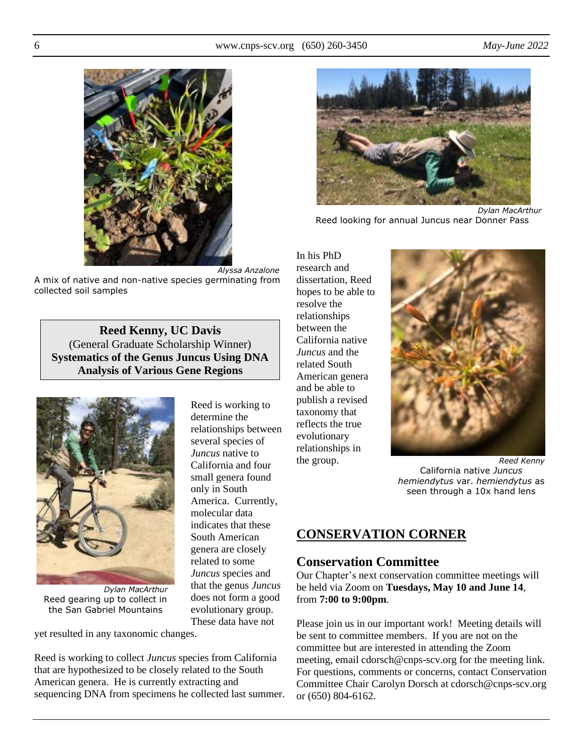Alyssa Anzalone
A mix of native and non-native species germinating from collected soil samples

**Reed Kenny, UC Davis**
(General Graduate Scholarship Winner)
**Systematics of the Genus Juncus Using DNA Analysis of Various Gene Regions**

Dylan MacArthur
Reed gearing up to collect in the San Gabriel Mountains

Reed is working to determine the relationships between several species of *Juncus* native to California and four small genera found only in South America. Currently, molecular data indicates that these South American genera are closely related to some *Juncus* species and that the genus *Juncus* does not form a good evolutionary group. These data have not yet resulted in any taxonomic changes.

Reed is working to collect *Juncus* species from California that are hypothesized to be closely related to the South American genera. He is currently extracting and sequencing DNA from specimens he collected last summer.

Dylan MacArthur
Reed looking for annual Juncus near Donner Pass

In his PhD research and dissertation, Reed hopes to be able to resolve the relationships between the California native *Juncus* and the related South American genera and be able to publish a revised taxonomy that reflects the true evolutionary relationships in the group.

Reed Kenny
California native *Juncus hemiendytus* var. *hemiendytus* as seen through a 10x hand lens

## CONSERVATION CORNER

### Conservation Committee

Our Chapter's next conservation committee meetings will be held via Zoom on **Tuesdays, May 10 and June 14**, from **7:00 to 9:00pm**.

Please join us in our important work! Meeting details will be sent to committee members. If you are not on the committee but are interested in attending the Zoom meeting, email cdorsch@cnps-scv.org for the meeting link. For questions, comments or concerns, contact Conservation Committee Chair Carolyn Dorsch at cdorsch@cnps-scv.org or (650) 804-6162.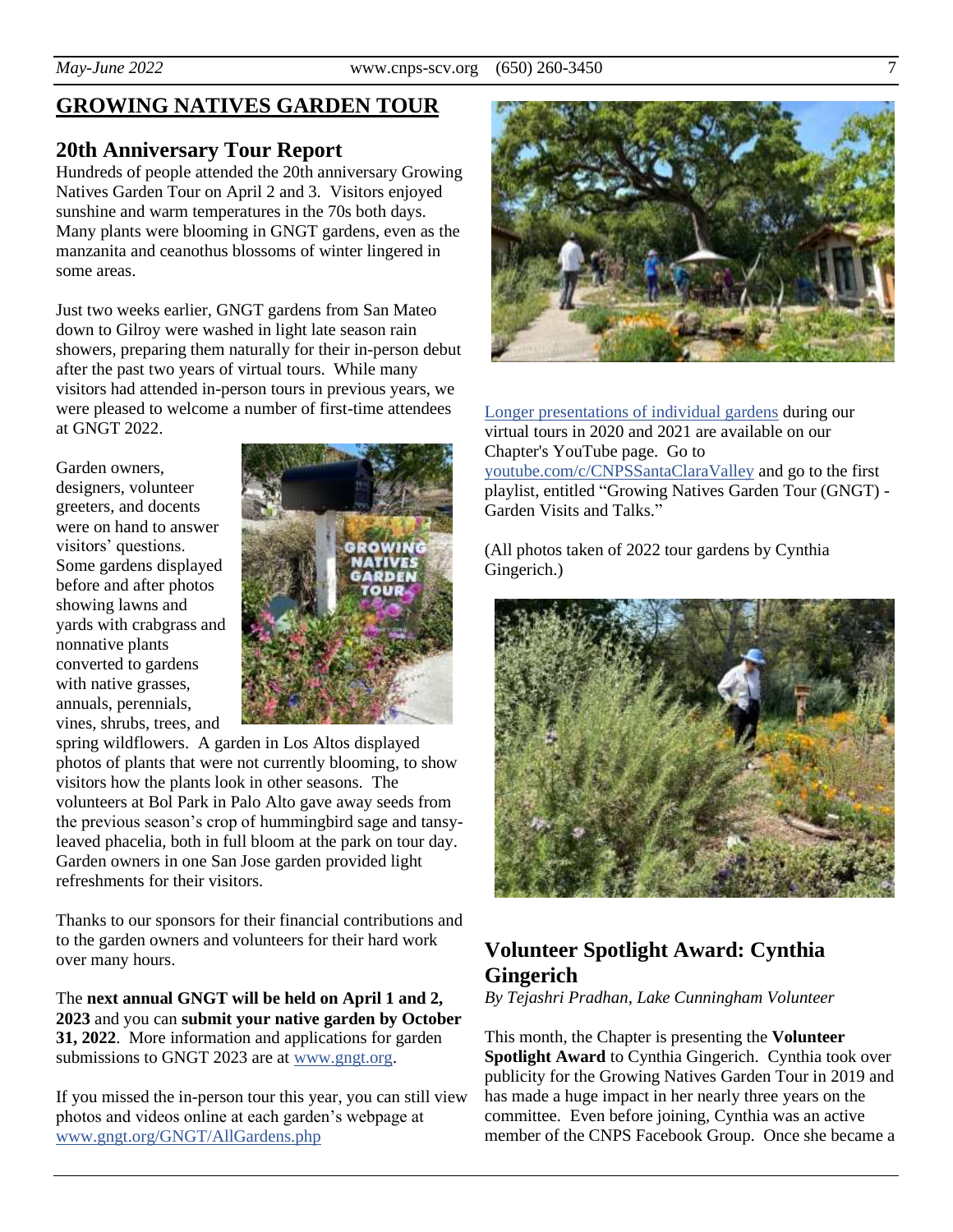## GROWING NATIVES GARDEN TOUR

### 20th Anniversary Tour Report

Hundreds of people attended the 20th anniversary Growing Natives Garden Tour on April 2 and 3. Visitors enjoyed sunshine and warm temperatures in the 70s both days. Many plants were blooming in GNGT gardens, even as the manzanita and ceanothus blossoms of winter lingered in some areas.

Just two weeks earlier, GNGT gardens from San Mateo down to Gilroy were washed in light late season rain showers, preparing them naturally for their in-person debut after the past two years of virtual tours. While many visitors had attended in-person tours in previous years, we were pleased to welcome a number of first-time attendees at GNGT 2022.

Garden owners, designers, volunteer greeters, and docents were on hand to answer visitors' questions. Some gardens displayed before and after photos showing lawns and yards with crabgrass and nonnative plants converted to gardens with native grasses, annuals, perennials, vines, shrubs, trees, and spring wildflowers. A garden in Los Altos displayed photos of plants that were not currently blooming, to show visitors how the plants look in other seasons. The volunteers at Bol Park in Palo Alto gave away seeds from the previous season's crop of hummingbird sage and tansy-leaved phacelia, both in full bloom at the park on tour day. Garden owners in one San Jose garden provided light refreshments for their visitors.

Thanks to our sponsors for their financial contributions and to the garden owners and volunteers for their hard work over many hours.

The **next annual GNGT will be held on April 1 and 2, 2023** and you can **submit your native garden by October 31, 2022**. More information and applications for garden submissions to GNGT 2023 are at www.gngt.org.

If you missed the in-person tour this year, you can still view photos and videos online at each garden's webpage at www.gngt.org/GNGT/AllGardens.php

Longer presentations of individual gardens during our virtual tours in 2020 and 2021 are available on our Chapter's YouTube page. Go to youtube.com/c/CNPSSantaClaraValley and go to the first playlist, entitled "Growing Natives Garden Tour (GNGT) - Garden Visits and Talks."

(All photos taken of 2022 tour gardens by Cynthia Gingerich.)

### Volunteer Spotlight Award: Cynthia Gingerich

*By Tejashri Pradhan, Lake Cunningham Volunteer*

This month, the Chapter is presenting the **Volunteer Spotlight Award** to Cynthia Gingerich. Cynthia took over publicity for the Growing Natives Garden Tour in 2019 and has made a huge impact in her nearly three years on the committee. Even before joining, Cynthia was an active member of the CNPS Facebook Group. Once she became a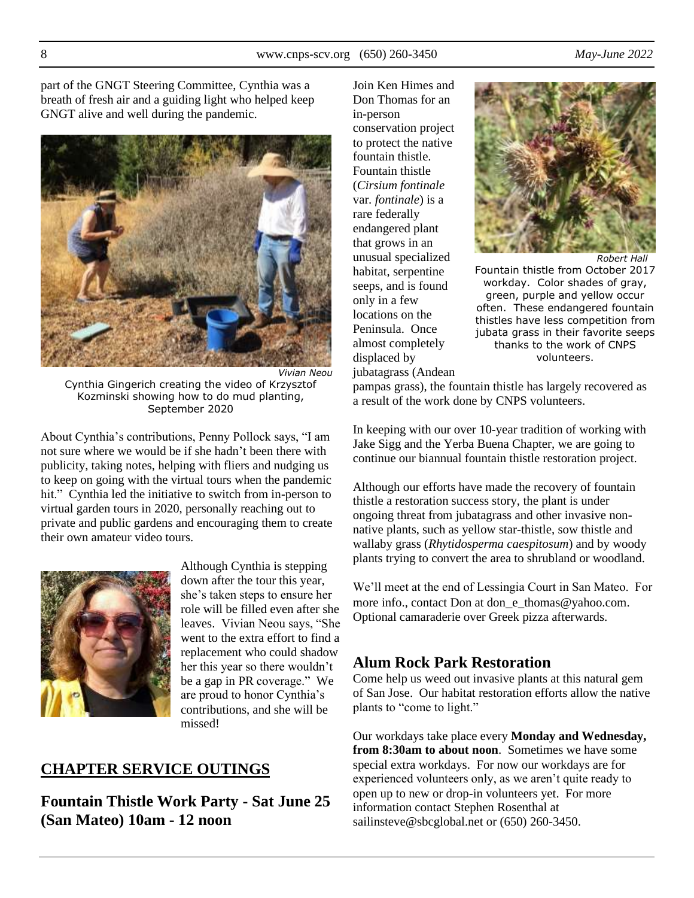part of the GNGT Steering Committee, Cynthia was a breath of fresh air and a guiding light who helped keep GNGT alive and well during the pandemic.

*Vivian Neou*

Cynthia Gingerich creating the video of Krzysztof Kozminski showing how to do mud planting, September 2020

About Cynthia's contributions, Penny Pollock says, "I am not sure where we would be if she hadn't been there with publicity, taking notes, helping with fliers and nudging us to keep on going with the virtual tours when the pandemic hit." Cynthia led the initiative to switch from in-person to virtual garden tours in 2020, personally reaching out to private and public gardens and encouraging them to create their own amateur video tours.

Although Cynthia is stepping down after the tour this year, she's taken steps to ensure her role will be filled even after she leaves. Vivian Neou says, "She went to the extra effort to find a replacement who could shadow her this year so there wouldn't be a gap in PR coverage." We are proud to honor Cynthia's contributions, and she will be missed!

## CHAPTER SERVICE OUTINGS

### Fountain Thistle Work Party - Sat June 25 (San Mateo) 10am - 12 noon

Join Ken Himes and Don Thomas for an in-person conservation project to protect the native fountain thistle. Fountain thistle (*Cirsium fontinale* var. *fontinale*) is a rare federally endangered plant that grows in an unusual specialized habitat, serpentine seeps, and is found only in a few locations on the Peninsula. Once almost completely displaced by jubatagrass (Andean pampas grass), the fountain thistle has largely recovered as a result of the work done by CNPS volunteers.

*Robert Hall*

Fountain thistle from October 2017 workday. Color shades of gray, green, purple and yellow occur often. These endangered fountain thistles have less competition from jubata grass in their favorite seeps thanks to the work of CNPS volunteers.

In keeping with our over 10-year tradition of working with Jake Sigg and the Yerba Buena Chapter, we are going to continue our biannual fountain thistle restoration project.

Although our efforts have made the recovery of fountain thistle a restoration success story, the plant is under ongoing threat from jubatagrass and other invasive non-native plants, such as yellow star-thistle, sow thistle and wallaby grass (*Rhytidosperma caespitosum*) and by woody plants trying to convert the area to shrubland or woodland.

We'll meet at the end of Lessingia Court in San Mateo. For more info., contact Don at don_e_thomas@yahoo.com. Optional camaraderie over Greek pizza afterwards.

### Alum Rock Park Restoration

Come help us weed out invasive plants at this natural gem of San Jose. Our habitat restoration efforts allow the native plants to "come to light."

Our workdays take place every **Monday and Wednesday, from 8:30am to about noon**. Sometimes we have some special extra workdays. For now our workdays are for experienced volunteers only, as we aren't quite ready to open up to new or drop-in volunteers yet. For more information contact Stephen Rosenthal at sailinsteve@sbcglobal.net or (650) 260-3450.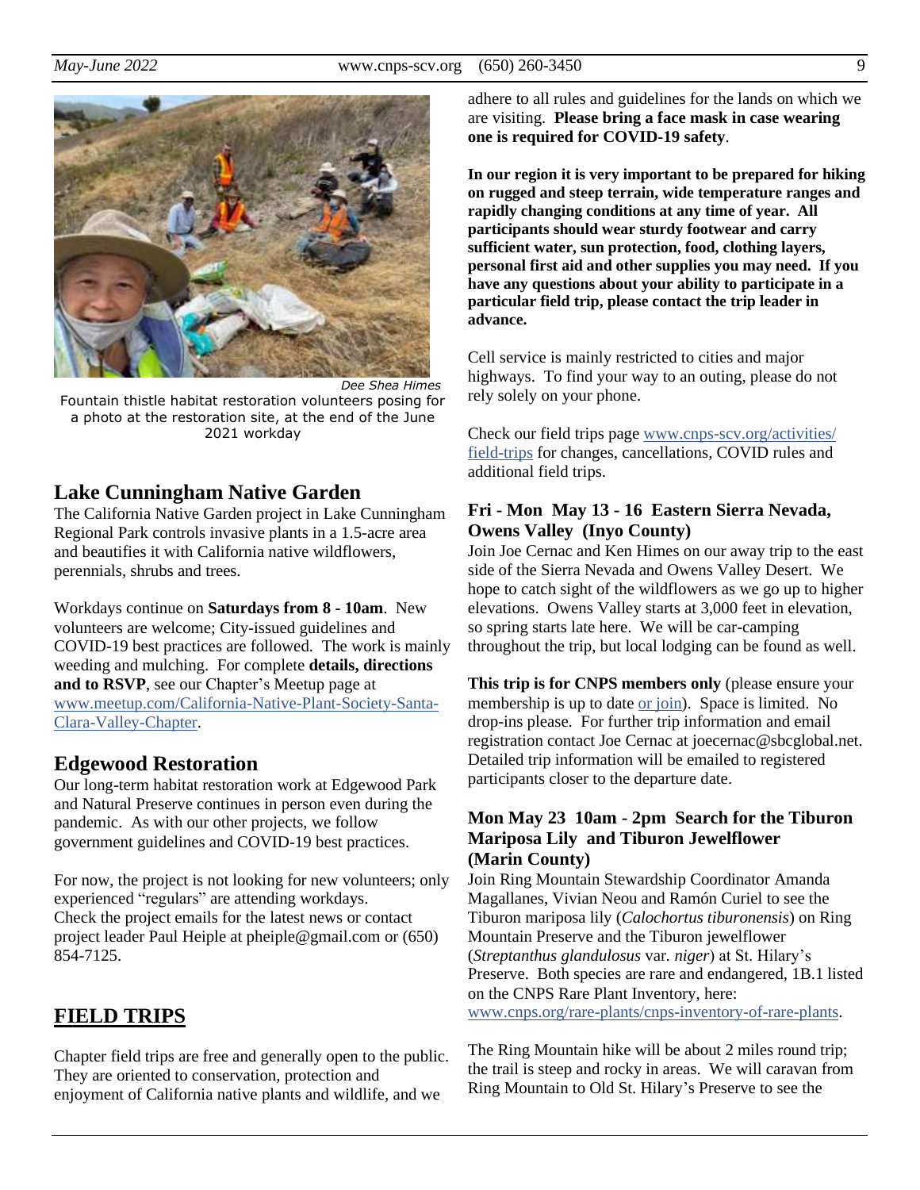Dee Shea Himes
Fountain thistle habitat restoration volunteers posing for a photo at the restoration site, at the end of the June 2021 workday

## Lake Cunningham Native Garden

The California Native Garden project in Lake Cunningham Regional Park controls invasive plants in a 1.5-acre area and beautifies it with California native wildflowers, perennials, shrubs and trees.

Workdays continue on **Saturdays from 8 - 10am**. New volunteers are welcome; City-issued guidelines and COVID-19 best practices are followed. The work is mainly weeding and mulching. For complete **details, directions and to RSVP**, see our Chapter's Meetup page at www.meetup.com/California-Native-Plant-Society-Santa-Clara-Valley-Chapter.

## Edgewood Restoration

Our long-term habitat restoration work at Edgewood Park and Natural Preserve continues in person even during the pandemic. As with our other projects, we follow government guidelines and COVID-19 best practices.

For now, the project is not looking for new volunteers; only experienced "regulars" are attending workdays. Check the project emails for the latest news or contact project leader Paul Heiple at pheiple@gmail.com or (650) 854-7125.

## FIELD TRIPS

Chapter field trips are free and generally open to the public. They are oriented to conservation, protection and enjoyment of California native plants and wildlife, and we adhere to all rules and guidelines for the lands on which we are visiting. **Please bring a face mask in case wearing one is required for COVID-19 safety**.

**In our region it is very important to be prepared for hiking on rugged and steep terrain, wide temperature ranges and rapidly changing conditions at any time of year. All participants should wear sturdy footwear and carry sufficient water, sun protection, food, clothing layers, personal first aid and other supplies you may need. If you have any questions about your ability to participate in a particular field trip, please contact the trip leader in advance.**

Cell service is mainly restricted to cities and major highways. To find your way to an outing, please do not rely solely on your phone.

Check our field trips page www.cnps-scv.org/activities/field-trips for changes, cancellations, COVID rules and additional field trips.

### Fri - Mon May 13 - 16 Eastern Sierra Nevada, Owens Valley (Inyo County)

Join Joe Cernac and Ken Himes on our away trip to the east side of the Sierra Nevada and Owens Valley Desert. We hope to catch sight of the wildflowers as we go up to higher elevations. Owens Valley starts at 3,000 feet in elevation, so spring starts late here. We will be car-camping throughout the trip, but local lodging can be found as well.

**This trip is for CNPS members only** (please ensure your membership is up to date or join). Space is limited. No drop-ins please. For further trip information and email registration contact Joe Cernac at joecernac@sbcglobal.net. Detailed trip information will be emailed to registered participants closer to the departure date.

### Mon May 23 10am - 2pm Search for the Tiburon Mariposa Lily and Tiburon Jewelflower (Marin County)

Join Ring Mountain Stewardship Coordinator Amanda Magallanes, Vivian Neou and Ramón Curiel to see the Tiburon mariposa lily (*Calochortus tiburonensis*) on Ring Mountain Preserve and the Tiburon jewelflower (*Streptanthus glandulosus* var. *niger*) at St. Hilary's Preserve. Both species are rare and endangered, 1B.1 listed on the CNPS Rare Plant Inventory, here: www.cnps.org/rare-plants/cnps-inventory-of-rare-plants.

The Ring Mountain hike will be about 2 miles round trip; the trail is steep and rocky in areas. We will caravan from Ring Mountain to Old St. Hilary's Preserve to see the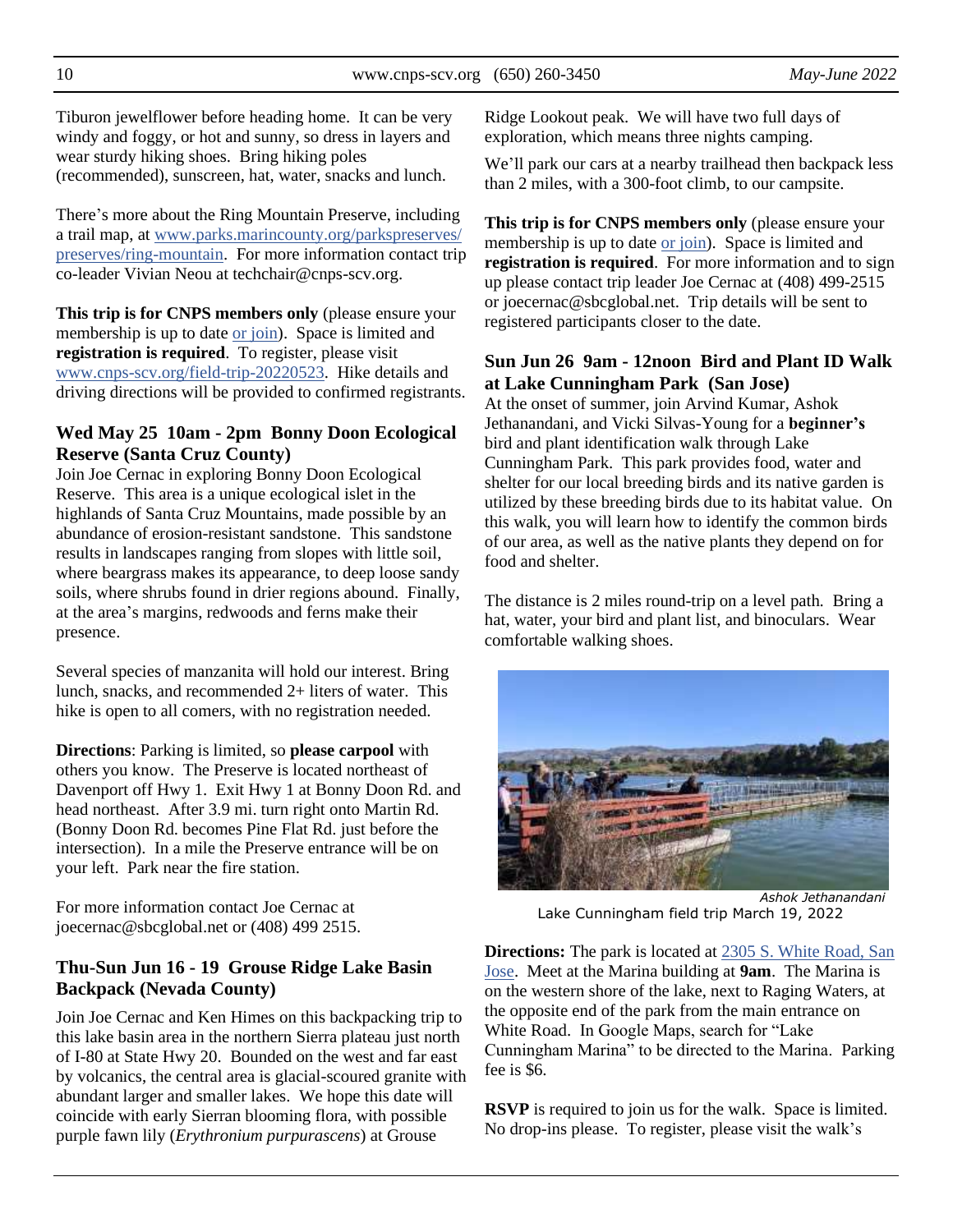Tiburon jewelflower before heading home. It can be very windy and foggy, or hot and sunny, so dress in layers and wear sturdy hiking shoes. Bring hiking poles (recommended), sunscreen, hat, water, snacks and lunch.

There's more about the Ring Mountain Preserve, including a trail map, at www.parks.marincounty.org/parkspreserves/preserves/ring-mountain. For more information contact trip co-leader Vivian Neou at techchair@cnps-scv.org.

**This trip is for CNPS members only** (please ensure your membership is up to date or join). Space is limited and **registration is required**. To register, please visit www.cnps-scv.org/field-trip-20220523. Hike details and driving directions will be provided to confirmed registrants.

### Wed May 25 10am - 2pm Bonny Doon Ecological Reserve (Santa Cruz County)

Join Joe Cernac in exploring Bonny Doon Ecological Reserve. This area is a unique ecological islet in the highlands of Santa Cruz Mountains, made possible by an abundance of erosion-resistant sandstone. This sandstone results in landscapes ranging from slopes with little soil, where beargrass makes its appearance, to deep loose sandy soils, where shrubs found in drier regions abound. Finally, at the area's margins, redwoods and ferns make their presence.

Several species of manzanita will hold our interest. Bring lunch, snacks, and recommended 2+ liters of water. This hike is open to all comers, with no registration needed.

**Directions**: Parking is limited, so **please carpool** with others you know. The Preserve is located northeast of Davenport off Hwy 1. Exit Hwy 1 at Bonny Doon Rd. and head northeast. After 3.9 mi. turn right onto Martin Rd. (Bonny Doon Rd. becomes Pine Flat Rd. just before the intersection). In a mile the Preserve entrance will be on your left. Park near the fire station.

For more information contact Joe Cernac at joecernac@sbcglobal.net or (408) 499 2515.

### Thu-Sun Jun 16 - 19 Grouse Ridge Lake Basin Backpack (Nevada County)

Join Joe Cernac and Ken Himes on this backpacking trip to this lake basin area in the northern Sierra plateau just north of I-80 at State Hwy 20. Bounded on the west and far east by volcanics, the central area is glacial-scoured granite with abundant larger and smaller lakes. We hope this date will coincide with early Sierran blooming flora, with possible purple fawn lily (*Erythronium purpurascens*) at Grouse Ridge Lookout peak. We will have two full days of exploration, which means three nights camping.

We'll park our cars at a nearby trailhead then backpack less than 2 miles, with a 300-foot climb, to our campsite.

**This trip is for CNPS members only** (please ensure your membership is up to date or join). Space is limited and **registration is required**. For more information and to sign up please contact trip leader Joe Cernac at (408) 499-2515 or joecernac@sbcglobal.net. Trip details will be sent to registered participants closer to the date.

### Sun Jun 26 9am - 12noon Bird and Plant ID Walk at Lake Cunningham Park (San Jose)

At the onset of summer, join Arvind Kumar, Ashok Jethanandani, and Vicki Silvas-Young for a **beginner's** bird and plant identification walk through Lake Cunningham Park. This park provides food, water and shelter for our local breeding birds and its native garden is utilized by these breeding birds due to its habitat value. On this walk, you will learn how to identify the common birds of our area, as well as the native plants they depend on for food and shelter.

The distance is 2 miles round-trip on a level path. Bring a hat, water, your bird and plant list, and binoculars. Wear comfortable walking shoes.

*Ashok Jethanandani*
Lake Cunningham field trip March 19, 2022

**Directions:** The park is located at 2305 S. White Road, San Jose. Meet at the Marina building at **9am**. The Marina is on the western shore of the lake, next to Raging Waters, at the opposite end of the park from the main entrance on White Road. In Google Maps, search for "Lake Cunningham Marina" to be directed to the Marina. Parking fee is $6.

**RSVP** is required to join us for the walk. Space is limited. No drop-ins please. To register, please visit the walk's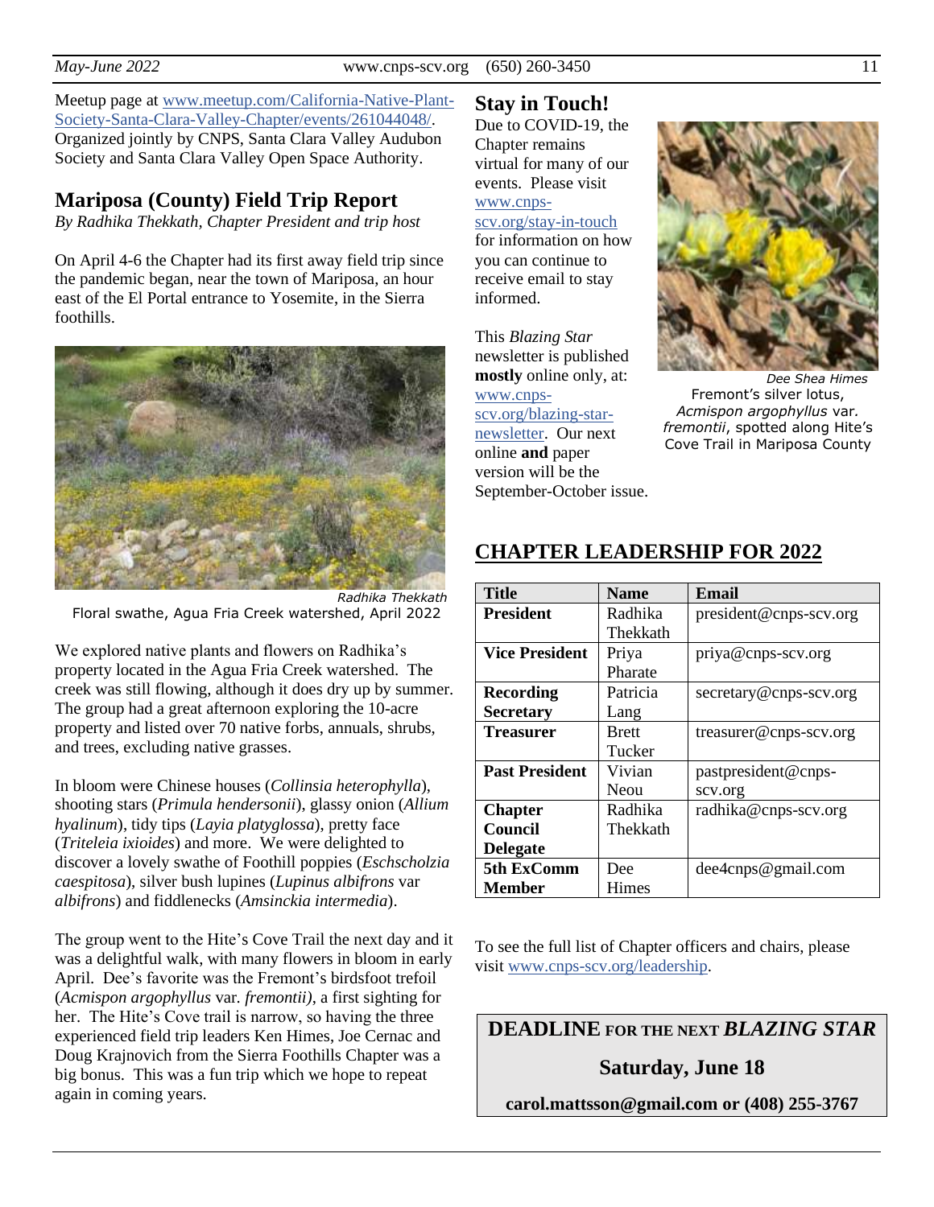Meetup page at [www.meetup.com/California-Native-Plant-Society-Santa-Clara-Valley-Chapter/events/261044048/](http://www.meetup.com/California-Native-Plant-Society-Santa-Clara-Valley-Chapter/events/261044048/). Organized jointly by CNPS, Santa Clara Valley Audubon Society and Santa Clara Valley Open Space Authority.

## Mariposa (County) Field Trip Report

*By Radhika Thekkath, Chapter President and trip host*

On April 4-6 the Chapter had its first away field trip since the pandemic began, near the town of Mariposa, an hour east of the El Portal entrance to Yosemite, in the Sierra foothills.

*Radhika Thekkath*
Floral swathe, Agua Fria Creek watershed, April 2022

We explored native plants and flowers on Radhika's property located in the Agua Fria Creek watershed. The creek was still flowing, although it does dry up by summer. The group had a great afternoon exploring the 10-acre property and listed over 70 native forbs, annuals, shrubs, and trees, excluding native grasses.

In bloom were Chinese houses (*Collinsia heterophylla*), shooting stars (*Primula hendersonii*), glassy onion (*Allium hyalinum*), tidy tips (*Layia platyglossa*), pretty face (*Triteleia ixioides*) and more. We were delighted to discover a lovely swathe of Foothill poppies (*Eschscholzia caespitosa*), silver bush lupines (*Lupinus albifrons* var *albifrons*) and fiddlenecks (*Amsinckia intermedia*).

The group went to the Hite's Cove Trail the next day and it was a delightful walk, with many flowers in bloom in early April. Dee's favorite was the Fremont's birdsfoot trefoil (*Acmispon argophyllus* var. *fremontii)*, a first sighting for her. The Hite's Cove trail is narrow, so having the three experienced field trip leaders Ken Himes, Joe Cernac and Doug Krajnovich from the Sierra Foothills Chapter was a big bonus. This was a fun trip which we hope to repeat again in coming years.

## Stay in Touch!

Due to COVID-19, the Chapter remains virtual for many of our events. Please visit [www.cnps-scv.org/stay-in-touch](http://www.cnps-scv.org/stay-in-touch) for information on how you can continue to receive email to stay informed.

This *Blazing Star* newsletter is published **mostly** online only, at: [www.cnps-scv.org/blazing-star-newsletter](http://www.cnps-scv.org/blazing-star-newsletter). Our next online **and** paper version will be the September-October issue.

*Dee Shea Himes*
Fremont's silver lotus, *Acmispon argophyllus* var. *fremontii*, spotted along Hite's Cove Trail in Mariposa County

## CHAPTER LEADERSHIP FOR 2022

| Title | Name | Email |
|---|---|---|
| **President** | Radhika Thekkath | president@cnps-scv.org |
| **Vice President** | Priya Pharate | priya@cnps-scv.org |
| **Recording Secretary** | Patricia Lang | secretary@cnps-scv.org |
| **Treasurer** | Brett Tucker | treasurer@cnps-scv.org |
| **Past President** | Vivian Neou | pastpresident@cnps-scv.org |
| **Chapter Council Delegate** | Radhika Thekkath | radhika@cnps-scv.org |
| **5th ExComm Member** | Dee Himes | dee4cnps@gmail.com |

To see the full list of Chapter officers and chairs, please visit [www.cnps-scv.org/leadership](http://www.cnps-scv.org/leadership).

**DEADLINE FOR THE NEXT *BLAZING STAR***

**Saturday, June 18**

**carol.mattsson@gmail.com or (408) 255-3767**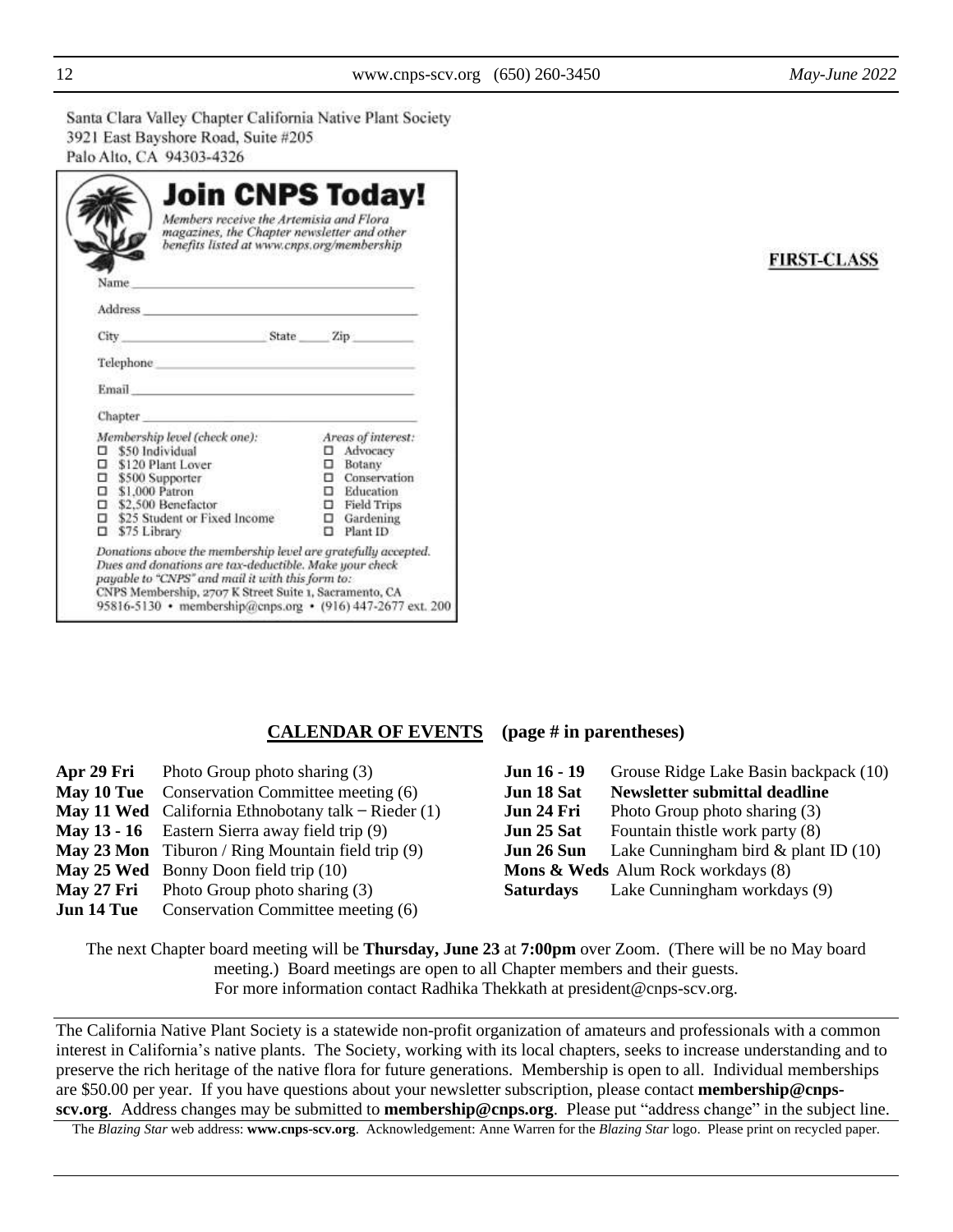Santa Clara Valley Chapter California Native Plant Society
3921 East Bayshore Road, Suite #205
Palo Alto, CA 94303-4326

FIRST-CLASS

## Join CNPS Today!

*Members receive the Artemisia and Flora magazines, the Chapter newsletter and other benefits listed at www.cnps.org/membership*

Name ______________________

Address ______________________

City ______________ State _____ Zip ________

Telephone ______________________

Email ______________________

Chapter ______________________

*Membership level (check one):*

- ☐ $50 Individual
- ☐ $120 Plant Lover
- ☐ $500 Supporter
- ☐ $1,000 Patron
- ☐ $2,500 Benefactor
- ☐ $25 Student or Fixed Income
- ☐ $75 Library

*Areas of interest:*

- ☐ Advocacy
- ☐ Botany
- ☐ Conservation
- ☐ Education
- ☐ Field Trips
- ☐ Gardening
- ☐ Plant ID

*Donations above the membership level are gratefully accepted. Dues and donations are tax-deductible. Make your check payable to "CNPS" and mail it with this form to:*
CNPS Membership, 2707 K Street Suite 1, Sacramento, CA 95816-5130 • membership@cnps.org • (916) 447-2677 ext. 200

## CALENDAR OF EVENTS (page # in parentheses)

| | |
|---|---|
| **Apr 29 Fri** | Photo Group photo sharing (3) |
| **May 10 Tue** | Conservation Committee meeting (6) |
| **May 11 Wed** | California Ethnobotany talk – Rieder (1) |
| **May 13 - 16** | Eastern Sierra away field trip (9) |
| **May 23 Mon** | Tiburon / Ring Mountain field trip (9) |
| **May 25 Wed** | Bonny Doon field trip (10) |
| **May 27 Fri** | Photo Group photo sharing (3) |
| **Jun 14 Tue** | Conservation Committee meeting (6) |
| **Jun 16 - 19** | Grouse Ridge Lake Basin backpack (10) |
| **Jun 18 Sat** | **Newsletter submittal deadline** |
| **Jun 24 Fri** | Photo Group photo sharing (3) |
| **Jun 25 Sat** | Fountain thistle work party (8) |
| **Jun 26 Sun** | Lake Cunningham bird & plant ID (10) |
| **Mons & Weds** | Alum Rock workdays (8) |
| **Saturdays** | Lake Cunningham workdays (9) |

The next Chapter board meeting will be **Thursday, June 23** at **7:00pm** over Zoom. (There will be no May board meeting.) Board meetings are open to all Chapter members and their guests. For more information contact Radhika Thekkath at president@cnps-scv.org.

The California Native Plant Society is a statewide non-profit organization of amateurs and professionals with a common interest in California's native plants. The Society, working with its local chapters, seeks to increase understanding and to preserve the rich heritage of the native flora for future generations. Membership is open to all. Individual memberships are $50.00 per year. If you have questions about your newsletter subscription, please contact **membership@cnps-scv.org**. Address changes may be submitted to **membership@cnps.org**. Please put "address change" in the subject line.

The *Blazing Star* web address: **www.cnps-scv.org**. Acknowledgement: Anne Warren for the *Blazing Star* logo. Please print on recycled paper.